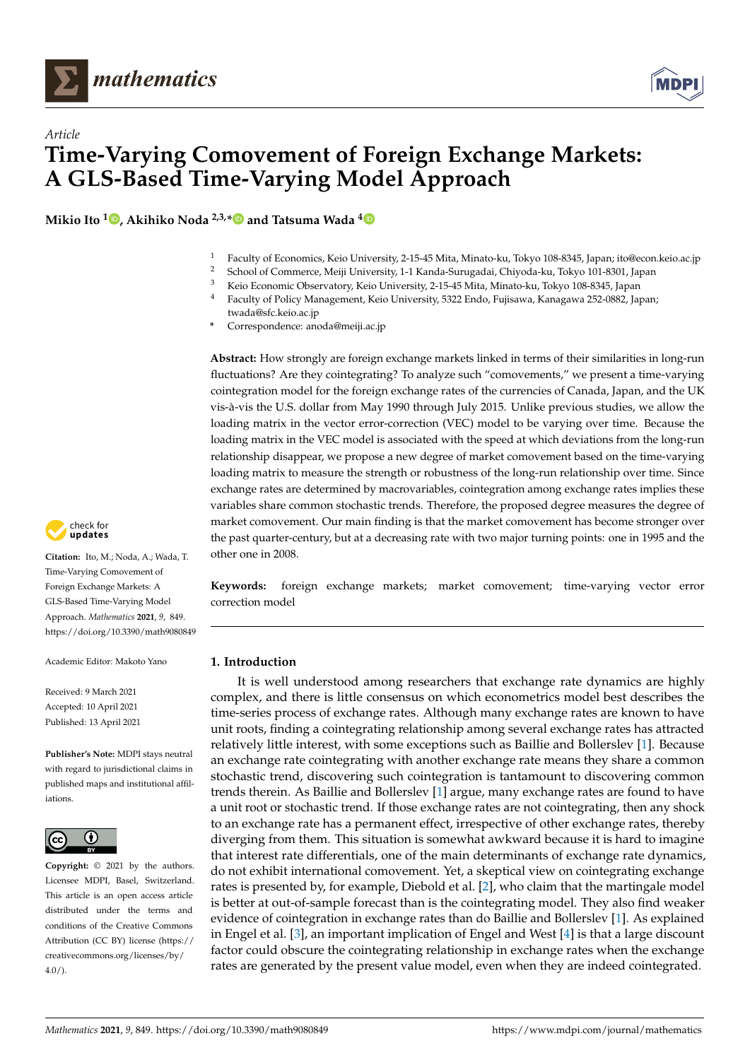*Article*

# Time-Varying Comovement of Foreign Exchange Markets: A GLS-Based Time-Varying Model Approach

**Mikio Ito [1], Akihiko Noda [2,3,*] and Tatsuma Wada [4]**

[1] Faculty of Economics, Keio University, 2-15-45 Mita, Minato-ku, Tokyo 108-8345, Japan; ito@econ.keio.ac.jp
[2] School of Commerce, Meiji University, 1-1 Kanda-Surugadai, Chiyoda-ku, Tokyo 101-8301, Japan
[3] Keio Economic Observatory, Keio University, 2-15-45 Mita, Minato-ku, Tokyo 108-8345, Japan
[4] Faculty of Policy Management, Keio University, 5322 Endo, Fujisawa, Kanagawa 252-0882, Japan; twada@sfc.keio.ac.jp
[*] Correspondence: anoda@meiji.ac.jp

**Abstract:** How strongly are foreign exchange markets linked in terms of their similarities in long-run fluctuations? Are they cointegrating? To analyze such "comovements," we present a time-varying cointegration model for the foreign exchange rates of the currencies of Canada, Japan, and the UK vis-à-vis the U.S. dollar from May 1990 through July 2015. Unlike previous studies, we allow the loading matrix in the vector error-correction (VEC) model to be varying over time. Because the loading matrix in the VEC model is associated with the speed at which deviations from the long-run relationship disappear, we propose a new degree of market comovement based on the time-varying loading matrix to measure the strength or robustness of the long-run relationship over time. Since exchange rates are determined by macrovariables, cointegration among exchange rates implies these variables share common stochastic trends. Therefore, the proposed degree measures the degree of market comovement. Our main finding is that the market comovement has become stronger over the past quarter-century, but at a decreasing rate with two major turning points: one in 1995 and the other one in 2008.

**Keywords:** foreign exchange markets; market comovement; time-varying vector error correction model

**Citation:** Ito, M.; Noda, A.; Wada, T. Time-Varying Comovement of Foreign Exchange Markets: A GLS-Based Time-Varying Model Approach. *Mathematics* **2021**, *9*, 849. https://doi.org/10.3390/math9080849

Academic Editor: Makoto Yano

Received: 9 March 2021
Accepted: 10 April 2021
Published: 13 April 2021

**Publisher's Note:** MDPI stays neutral with regard to jurisdictional claims in published maps and institutional affiliations.

**Copyright:** © 2021 by the authors. Licensee MDPI, Basel, Switzerland. This article is an open access article distributed under the terms and conditions of the Creative Commons Attribution (CC BY) license (https://creativecommons.org/licenses/by/4.0/).

## 1. Introduction

It is well understood among researchers that exchange rate dynamics are highly complex, and there is little consensus on which econometrics model best describes the time-series process of exchange rates. Although many exchange rates are known to have unit roots, finding a cointegrating relationship among several exchange rates has attracted relatively little interest, with some exceptions such as Baillie and Bollerslev [1]. Because an exchange rate cointegrating with another exchange rate means they share a common stochastic trend, discovering such cointegration is tantamount to discovering common trends therein. As Baillie and Bollerslev [1] argue, many exchange rates are found to have a unit root or stochastic trend. If those exchange rates are not cointegrating, then any shock to an exchange rate has a permanent effect, irrespective of other exchange rates, thereby diverging from them. This situation is somewhat awkward because it is hard to imagine that interest rate differentials, one of the main determinants of exchange rate dynamics, do not exhibit international comovement. Yet, a skeptical view on cointegrating exchange rates is presented by, for example, Diebold et al. [2], who claim that the martingale model is better at out-of-sample forecast than is the cointegrating model. They also find weaker evidence of cointegration in exchange rates than do Baillie and Bollerslev [1]. As explained in Engel et al. [3], an important implication of Engel and West [4] is that a large discount factor could obscure the cointegrating relationship in exchange rates when the exchange rates are generated by the present value model, even when they are indeed cointegrated.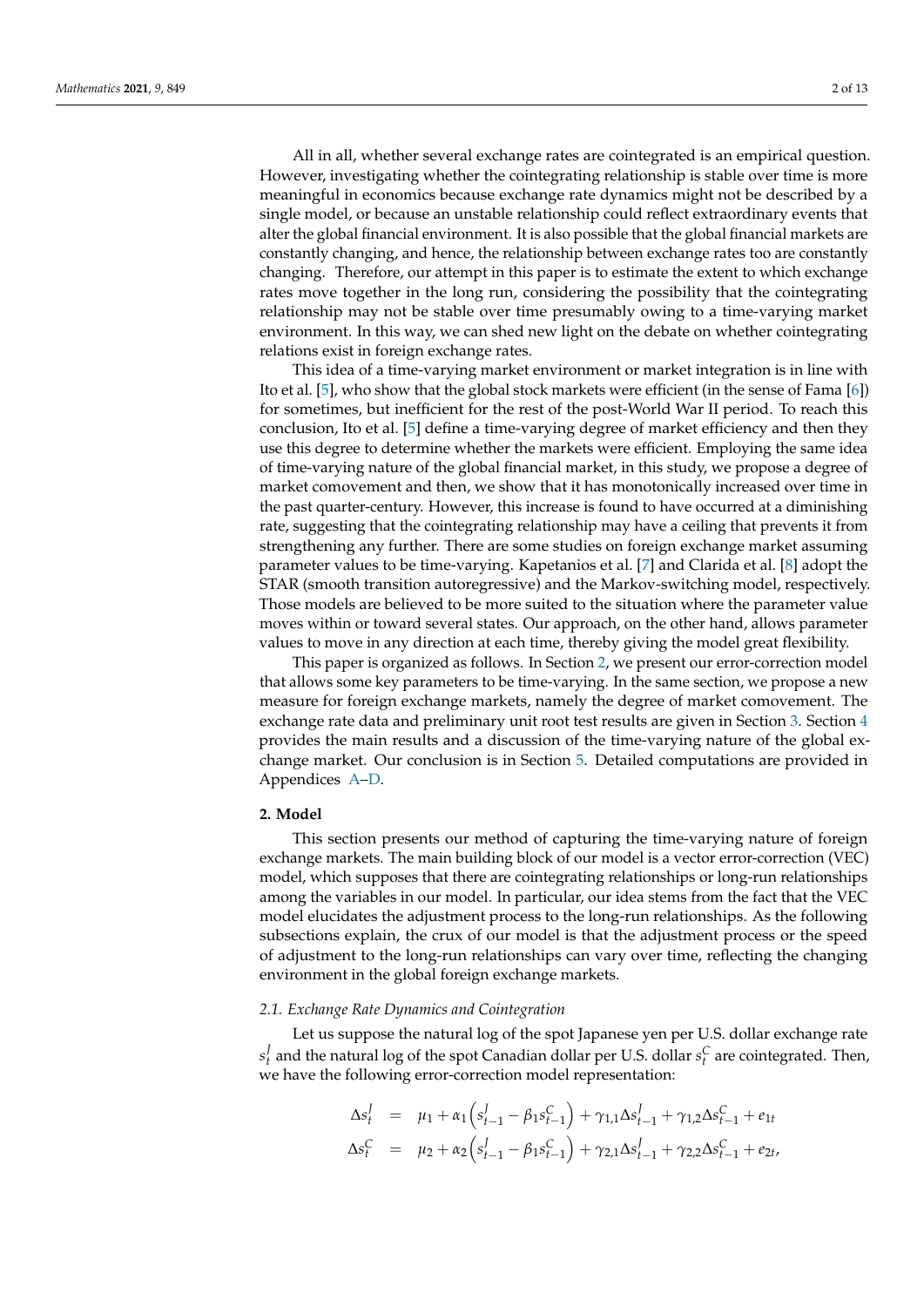All in all, whether several exchange rates are cointegrated is an empirical question. However, investigating whether the cointegrating relationship is stable over time is more meaningful in economics because exchange rate dynamics might not be described by a single model, or because an unstable relationship could reflect extraordinary events that alter the global financial environment. It is also possible that the global financial markets are constantly changing, and hence, the relationship between exchange rates too are constantly changing. Therefore, our attempt in this paper is to estimate the extent to which exchange rates move together in the long run, considering the possibility that the cointegrating relationship may not be stable over time presumably owing to a time-varying market environment. In this way, we can shed new light on the debate on whether cointegrating relations exist in foreign exchange rates.

This idea of a time-varying market environment or market integration is in line with Ito et al. [5], who show that the global stock markets were efficient (in the sense of Fama [6]) for sometimes, but inefficient for the rest of the post-World War II period. To reach this conclusion, Ito et al. [5] define a time-varying degree of market efficiency and then they use this degree to determine whether the markets were efficient. Employing the same idea of time-varying nature of the global financial market, in this study, we propose a degree of market comovement and then, we show that it has monotonically increased over time in the past quarter-century. However, this increase is found to have occurred at a diminishing rate, suggesting that the cointegrating relationship may have a ceiling that prevents it from strengthening any further. There are some studies on foreign exchange market assuming parameter values to be time-varying. Kapetanios et al. [7] and Clarida et al. [8] adopt the STAR (smooth transition autoregressive) and the Markov-switching model, respectively. Those models are believed to be more suited to the situation where the parameter value moves within or toward several states. Our approach, on the other hand, allows parameter values to move in any direction at each time, thereby giving the model great flexibility.

This paper is organized as follows. In Section 2, we present our error-correction model that allows some key parameters to be time-varying. In the same section, we propose a new measure for foreign exchange markets, namely the degree of market comovement. The exchange rate data and preliminary unit root test results are given in Section 3. Section 4 provides the main results and a discussion of the time-varying nature of the global exchange market. Our conclusion is in Section 5. Detailed computations are provided in Appendices A–D.

## 2. Model

This section presents our method of capturing the time-varying nature of foreign exchange markets. The main building block of our model is a vector error-correction (VEC) model, which supposes that there are cointegrating relationships or long-run relationships among the variables in our model. In particular, our idea stems from the fact that the VEC model elucidates the adjustment process to the long-run relationships. As the following subsections explain, the crux of our model is that the adjustment process or the speed of adjustment to the long-run relationships can vary over time, reflecting the changing environment in the global foreign exchange markets.

### *2.1. Exchange Rate Dynamics and Cointegration*

Let us suppose the natural log of the spot Japanese yen per U.S. dollar exchange rate $s_t^J$ and the natural log of the spot Canadian dollar per U.S. dollar $s_t^C$ are cointegrated. Then, we have the following error-correction model representation:

$$
\begin{aligned}
\Delta s_t^J &= \mu_1 + \alpha_1 \left( s_{t-1}^J - \beta_1 s_{t-1}^C \right) + \gamma_{1,1} \Delta s_{t-1}^J + \gamma_{1,2} \Delta s_{t-1}^C + e_{1t} \\
\Delta s_t^C &= \mu_2 + \alpha_2 \left( s_{t-1}^J - \beta_1 s_{t-1}^C \right) + \gamma_{2,1} \Delta s_{t-1}^J + \gamma_{2,2} \Delta s_{t-1}^C + e_{2t},
\end{aligned}
$$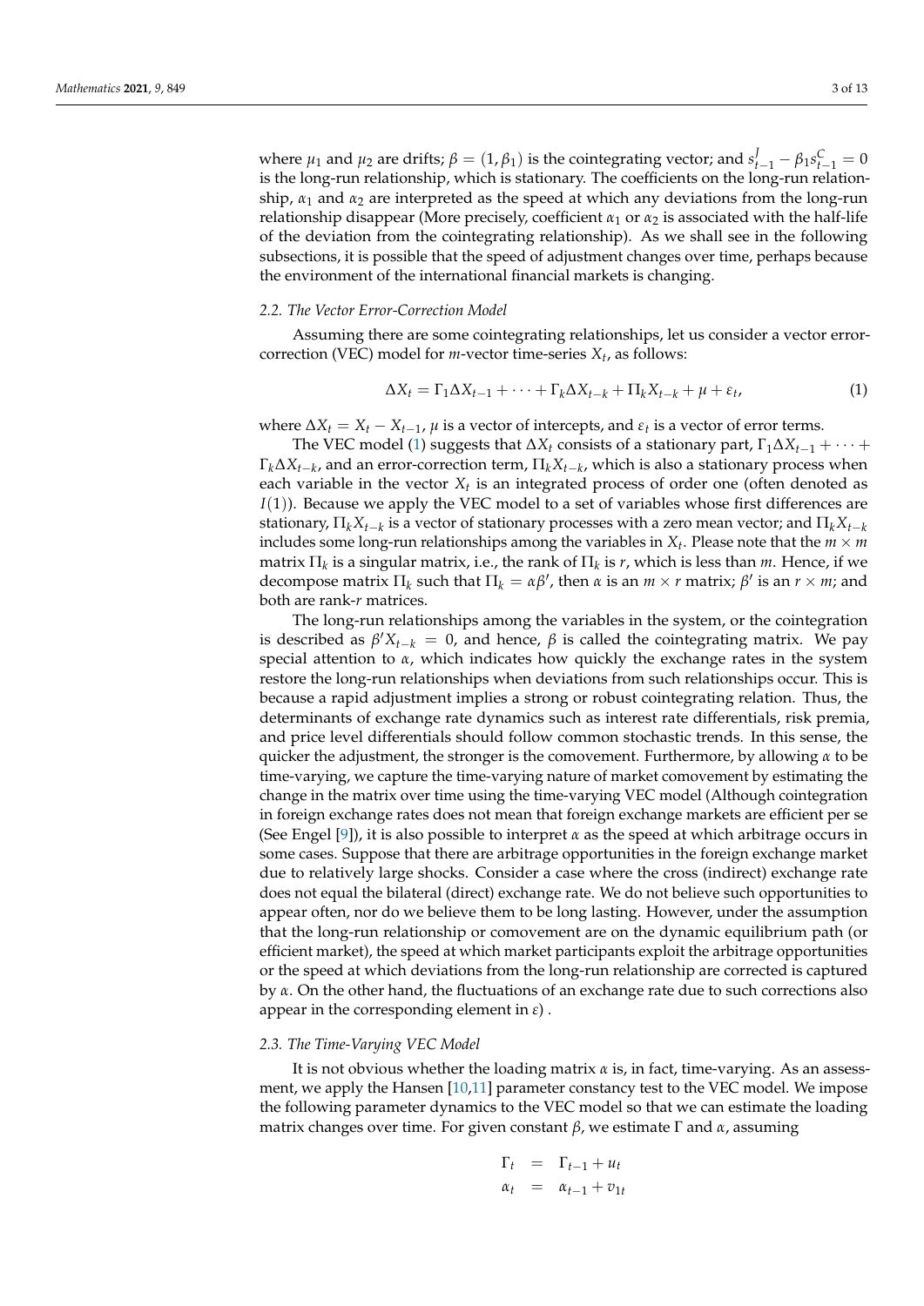where $\mu_1$ and $\mu_2$ are drifts; $\beta = (1, \beta_1)$ is the cointegrating vector; and $s^J_{t-1} - \beta_1 s^C_{t-1} = 0$ is the long-run relationship, which is stationary. The coefficients on the long-run relationship, $\alpha_1$ and $\alpha_2$ are interpreted as the speed at which any deviations from the long-run relationship disappear (More precisely, coefficient $\alpha_1$ or $\alpha_2$ is associated with the half-life of the deviation from the cointegrating relationship). As we shall see in the following subsections, it is possible that the speed of adjustment changes over time, perhaps because the environment of the international financial markets is changing.

### 2.2. The Vector Error-Correction Model

Assuming there are some cointegrating relationships, let us consider a vector error-correction (VEC) model for $m$-vector time-series $X_t$, as follows:

$$\Delta X_t = \Gamma_1 \Delta X_{t-1} + \cdots + \Gamma_k \Delta X_{t-k} + \Pi_k X_{t-k} + \mu + \varepsilon_t, \tag{1}$$

where $\Delta X_t = X_t - X_{t-1}$, $\mu$ is a vector of intercepts, and $\varepsilon_t$ is a vector of error terms.

The VEC model (1) suggests that $\Delta X_t$ consists of a stationary part, $\Gamma_1 \Delta X_{t-1} + \cdots + \Gamma_k \Delta X_{t-k}$, and an error-correction term, $\Pi_k X_{t-k}$, which is also a stationary process when each variable in the vector $X_t$ is an integrated process of order one (often denoted as $I(1)$). Because we apply the VEC model to a set of variables whose first differences are stationary, $\Pi_k X_{t-k}$ is a vector of stationary processes with a zero mean vector; and $\Pi_k X_{t-k}$ includes some long-run relationships among the variables in $X_t$. Please note that the $m \times m$ matrix $\Pi_k$ is a singular matrix, i.e., the rank of $\Pi_k$ is $r$, which is less than $m$. Hence, if we decompose matrix $\Pi_k$ such that $\Pi_k = \alpha\beta'$, then $\alpha$ is an $m \times r$ matrix; $\beta'$ is an $r \times m$; and both are rank-$r$ matrices.

The long-run relationships among the variables in the system, or the cointegration is described as $\beta' X_{t-k} = 0$, and hence, $\beta$ is called the cointegrating matrix. We pay special attention to $\alpha$, which indicates how quickly the exchange rates in the system restore the long-run relationships when deviations from such relationships occur. This is because a rapid adjustment implies a strong or robust cointegrating relation. Thus, the determinants of exchange rate dynamics such as interest rate differentials, risk premia, and price level differentials should follow common stochastic trends. In this sense, the quicker the adjustment, the stronger is the comovement. Furthermore, by allowing $\alpha$ to be time-varying, we capture the time-varying nature of market comovement by estimating the change in the matrix over time using the time-varying VEC model (Although cointegration in foreign exchange rates does not mean that foreign exchange markets are efficient per se (See Engel [9]), it is also possible to interpret $\alpha$ as the speed at which arbitrage occurs in some cases. Suppose that there are arbitrage opportunities in the foreign exchange market due to relatively large shocks. Consider a case where the cross (indirect) exchange rate does not equal the bilateral (direct) exchange rate. We do not believe such opportunities to appear often, nor do we believe them to be long lasting. However, under the assumption that the long-run relationship or comovement are on the dynamic equilibrium path (or efficient market), the speed at which market participants exploit the arbitrage opportunities or the speed at which deviations from the long-run relationship are corrected is captured by $\alpha$. On the other hand, the fluctuations of an exchange rate due to such corrections also appear in the corresponding element in $\varepsilon$) .

### 2.3. The Time-Varying VEC Model

It is not obvious whether the loading matrix $\alpha$ is, in fact, time-varying. As an assessment, we apply the Hansen [10,11] parameter constancy test to the VEC model. We impose the following parameter dynamics to the VEC model so that we can estimate the loading matrix changes over time. For given constant $\beta$, we estimate $\Gamma$ and $\alpha$, assuming

$$\begin{aligned} \Gamma_t &= \Gamma_{t-1} + u_t \\ \alpha_t &= \alpha_{t-1} + v_{1t} \end{aligned}$$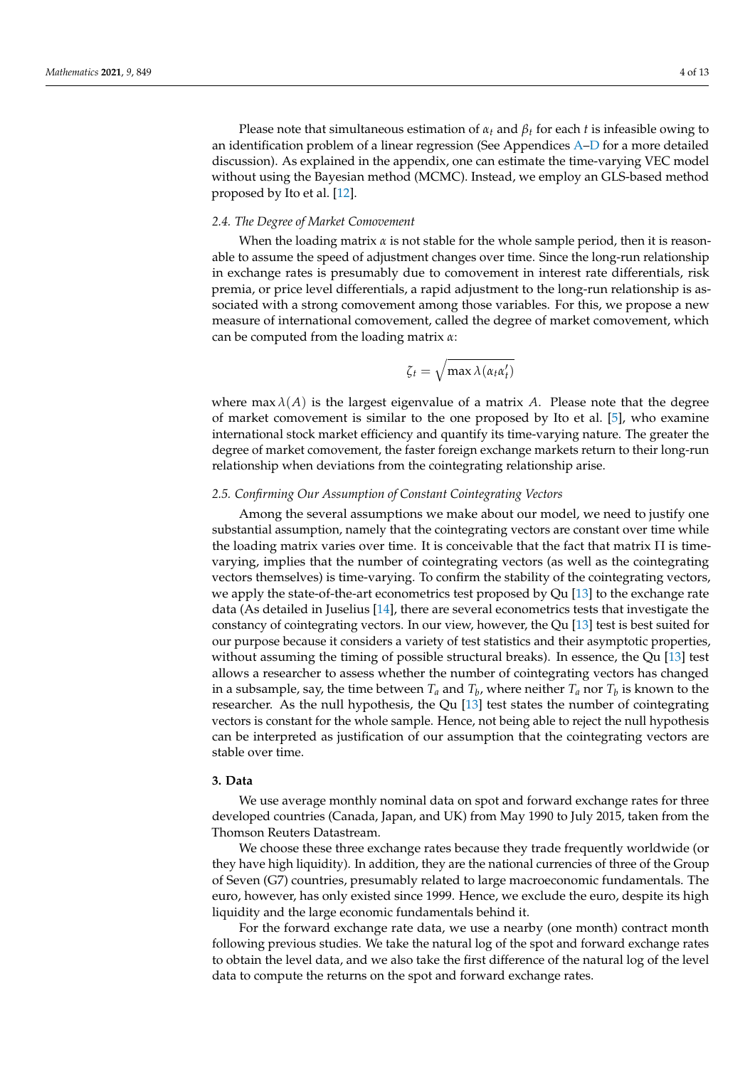Please note that simultaneous estimation of $\alpha_t$ and $\beta_t$ for each $t$ is infeasible owing to an identification problem of a linear regression (See Appendices A–D for a more detailed discussion). As explained in the appendix, one can estimate the time-varying VEC model without using the Bayesian method (MCMC). Instead, we employ an GLS-based method proposed by Ito et al. [12].

### 2.4. The Degree of Market Comovement

When the loading matrix $\alpha$ is not stable for the whole sample period, then it is reasonable to assume the speed of adjustment changes over time. Since the long-run relationship in exchange rates is presumably due to comovement in interest rate differentials, risk premia, or price level differentials, a rapid adjustment to the long-run relationship is associated with a strong comovement among those variables. For this, we propose a new measure of international comovement, called the degree of market comovement, which can be computed from the loading matrix $\alpha$:

$$\zeta_t = \sqrt{\max \lambda(\alpha_t \alpha_t')}$$

where $\max \lambda(A)$ is the largest eigenvalue of a matrix $A$. Please note that the degree of market comovement is similar to the one proposed by Ito et al. [5], who examine international stock market efficiency and quantify its time-varying nature. The greater the degree of market comovement, the faster foreign exchange markets return to their long-run relationship when deviations from the cointegrating relationship arise.

### 2.5. Confirming Our Assumption of Constant Cointegrating Vectors

Among the several assumptions we make about our model, we need to justify one substantial assumption, namely that the cointegrating vectors are constant over time while the loading matrix varies over time. It is conceivable that the fact that matrix $\Pi$ is time-varying, implies that the number of cointegrating vectors (as well as the cointegrating vectors themselves) is time-varying. To confirm the stability of the cointegrating vectors, we apply the state-of-the-art econometrics test proposed by Qu [13] to the exchange rate data (As detailed in Juselius [14], there are several econometrics tests that investigate the constancy of cointegrating vectors. In our view, however, the Qu [13] test is best suited for our purpose because it considers a variety of test statistics and their asymptotic properties, without assuming the timing of possible structural breaks). In essence, the Qu [13] test allows a researcher to assess whether the number of cointegrating vectors has changed in a subsample, say, the time between $T_a$ and $T_b$, where neither $T_a$ nor $T_b$ is known to the researcher. As the null hypothesis, the Qu [13] test states the number of cointegrating vectors is constant for the whole sample. Hence, not being able to reject the null hypothesis can be interpreted as justification of our assumption that the cointegrating vectors are stable over time.

## 3. Data

We use average monthly nominal data on spot and forward exchange rates for three developed countries (Canada, Japan, and UK) from May 1990 to July 2015, taken from the Thomson Reuters Datastream.

We choose these three exchange rates because they trade frequently worldwide (or they have high liquidity). In addition, they are the national currencies of three of the Group of Seven (G7) countries, presumably related to large macroeconomic fundamentals. The euro, however, has only existed since 1999. Hence, we exclude the euro, despite its high liquidity and the large economic fundamentals behind it.

For the forward exchange rate data, we use a nearby (one month) contract month following previous studies. We take the natural log of the spot and forward exchange rates to obtain the level data, and we also take the first difference of the natural log of the level data to compute the returns on the spot and forward exchange rates.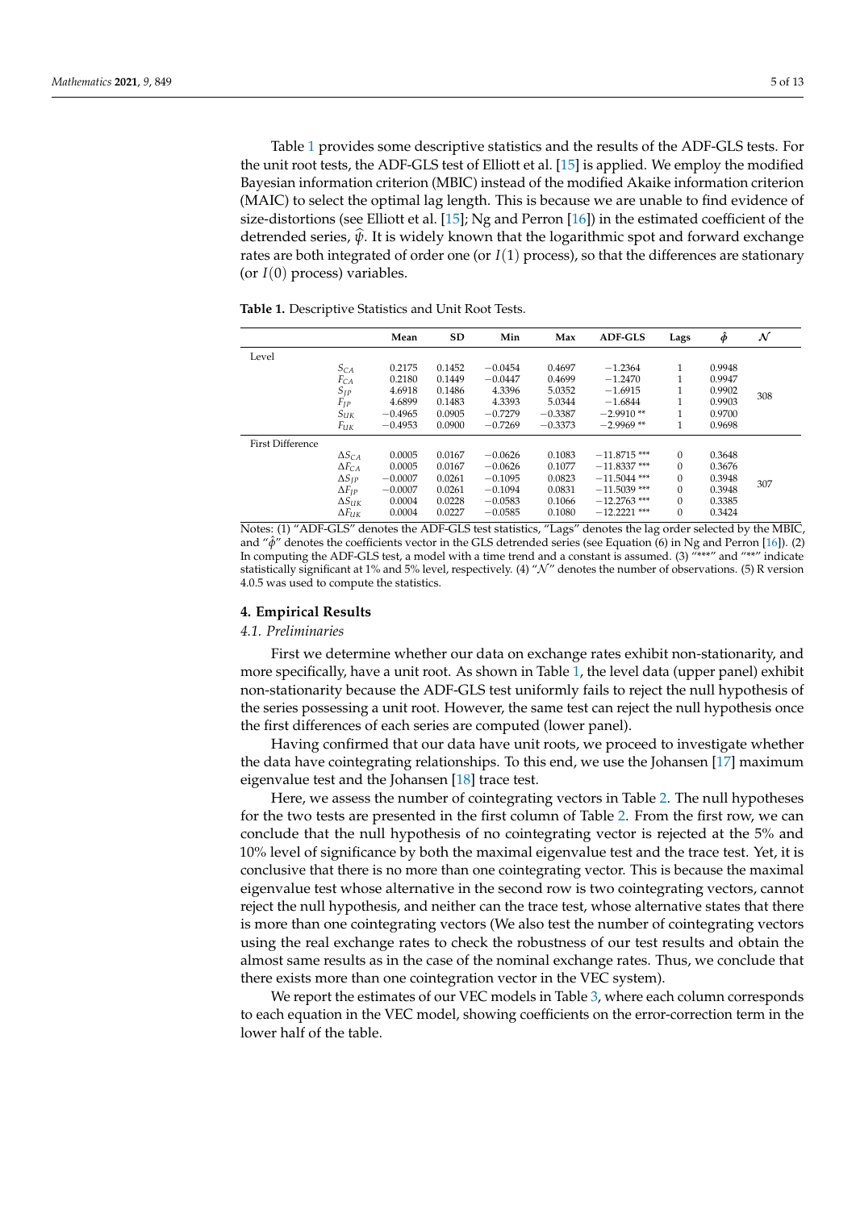Table 1 provides some descriptive statistics and the results of the ADF-GLS tests. For the unit root tests, the ADF-GLS test of Elliott et al. [15] is applied. We employ the modified Bayesian information criterion (MBIC) instead of the modified Akaike information criterion (MAIC) to select the optimal lag length. This is because we are unable to find evidence of size-distortions (see Elliott et al. [15]; Ng and Perron [16]) in the estimated coefficient of the detrended series, $\widehat{\psi}$. It is widely known that the logarithmic spot and forward exchange rates are both integrated of order one (or $I(1)$ process), so that the differences are stationary (or $I(0)$ process) variables.

**Table 1.** Descriptive Statistics and Unit Root Tests.

| | | Mean | SD | Min | Max | ADF-GLS | Lags | $\hat{\phi}$ | $\mathcal{N}$ |
|---|---|---|---|---|---|---|---|---|---|
| Level | | | | | | | | | |
| | $S_{CA}$ | 0.2175 | 0.1452 | −0.0454 | 0.4697 | −1.2364 | 1 | 0.9948 | 308 |
| | $F_{CA}$ | 0.2180 | 0.1449 | −0.0447 | 0.4699 | −1.2470 | 1 | 0.9947 | |
| | $S_{JP}$ | 4.6918 | 0.1486 | 4.3396 | 5.0352 | −1.6915 | 1 | 0.9902 | |
| | $F_{JP}$ | 4.6899 | 0.1483 | 4.3393 | 5.0344 | −1.6844 | 1 | 0.9903 | |
| | $S_{UK}$ | −0.4965 | 0.0905 | −0.7279 | −0.3387 | −2.9910 ** | 1 | 0.9700 | |
| | $F_{UK}$ | −0.4953 | 0.0900 | −0.7269 | −0.3373 | −2.9969 ** | 1 | 0.9698 | |
| First Difference | | | | | | | | | |
| | $\Delta S_{CA}$ | 0.0005 | 0.0167 | −0.0626 | 0.1083 | −11.8715 *** | 0 | 0.3648 | 307 |
| | $\Delta F_{CA}$ | 0.0005 | 0.0167 | −0.0626 | 0.1077 | −11.8337 *** | 0 | 0.3676 | |
| | $\Delta S_{JP}$ | −0.0007 | 0.0261 | −0.1095 | 0.0823 | −11.5044 *** | 0 | 0.3948 | |
| | $\Delta F_{JP}$ | −0.0007 | 0.0261 | −0.1094 | 0.0831 | −11.5039 *** | 0 | 0.3948 | |
| | $\Delta S_{UK}$ | 0.0004 | 0.0228 | −0.0583 | 0.1066 | −12.2763 *** | 0 | 0.3385 | |
| | $\Delta F_{UK}$ | 0.0004 | 0.0227 | −0.0585 | 0.1080 | −12.2221 *** | 0 | 0.3424 | |

Notes: (1) "ADF-GLS" denotes the ADF-GLS test statistics, "Lags" denotes the lag order selected by the MBIC, and "$\hat{\phi}$" denotes the coefficients vector in the GLS detrended series (see Equation (6) in Ng and Perron [16]). (2) In computing the ADF-GLS test, a model with a time trend and a constant is assumed. (3) "***" and "**" indicate statistically significant at 1% and 5% level, respectively. (4) "$\mathcal{N}$" denotes the number of observations. (5) R version 4.0.5 was used to compute the statistics.

## 4. Empirical Results

### *4.1. Preliminaries*

First we determine whether our data on exchange rates exhibit non-stationarity, and more specifically, have a unit root. As shown in Table 1, the level data (upper panel) exhibit non-stationarity because the ADF-GLS test uniformly fails to reject the null hypothesis of the series possessing a unit root. However, the same test can reject the null hypothesis once the first differences of each series are computed (lower panel).

Having confirmed that our data have unit roots, we proceed to investigate whether the data have cointegrating relationships. To this end, we use the Johansen [17] maximum eigenvalue test and the Johansen [18] trace test.

Here, we assess the number of cointegrating vectors in Table 2. The null hypotheses for the two tests are presented in the first column of Table 2. From the first row, we can conclude that the null hypothesis of no cointegrating vector is rejected at the 5% and 10% level of significance by both the maximal eigenvalue test and the trace test. Yet, it is conclusive that there is no more than one cointegrating vector. This is because the maximal eigenvalue test whose alternative in the second row is two cointegrating vectors, cannot reject the null hypothesis, and neither can the trace test, whose alternative states that there is more than one cointegrating vectors (We also test the number of cointegrating vectors using the real exchange rates to check the robustness of our test results and obtain the almost same results as in the case of the nominal exchange rates. Thus, we conclude that there exists more than one cointegration vector in the VEC system).

We report the estimates of our VEC models in Table 3, where each column corresponds to each equation in the VEC model, showing coefficients on the error-correction term in the lower half of the table.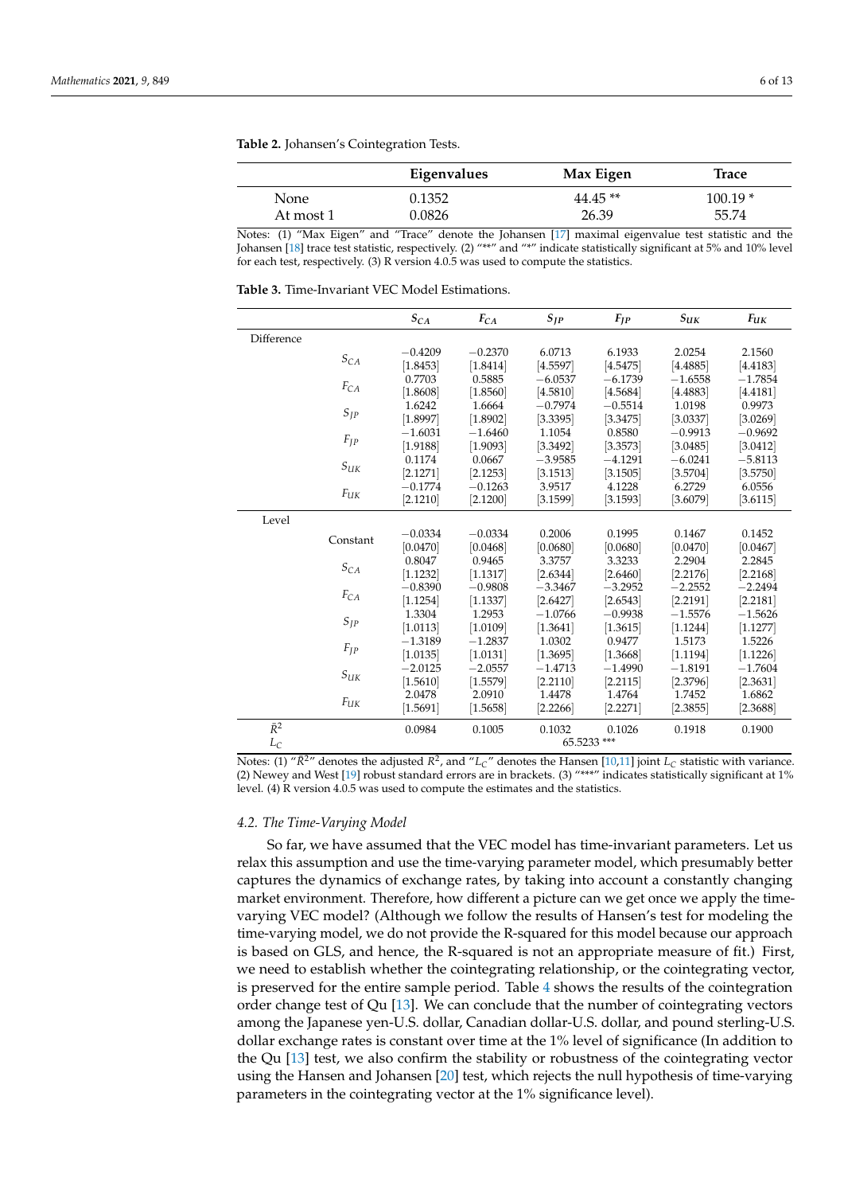**Table 2.** Johansen's Cointegration Tests.

| | Eigenvalues | Max Eigen | Trace |
|---|---|---|---|
| None | 0.1352 | 44.45 ** | 100.19 * |
| At most 1 | 0.0826 | 26.39 | 55.74 |

Notes: (1) "Max Eigen" and "Trace" denote the Johansen [17] maximal eigenvalue test statistic and the Johansen [18] trace test statistic, respectively. (2) "**" and "*" indicate statistically significant at 5% and 10% level for each test, respectively. (3) R version 4.0.5 was used to compute the statistics.

**Table 3.** Time-Invariant VEC Model Estimations.

| | | $S_{CA}$ | $F_{CA}$ | $S_{JP}$ | $F_{JP}$ | $S_{UK}$ | $F_{UK}$ |
|---|---|---|---|---|---|---|---|
| Difference | | | | | | | |
| | $S_{CA}$ | −0.4209 | −0.2370 | 6.0713 | 6.1933 | 2.0254 | 2.1560 |
| | | [1.8453] | [1.8414] | [4.5597] | [4.5475] | [4.4885] | [4.4183] |
| | $F_{CA}$ | 0.7703 | 0.5885 | −6.0537 | −6.1739 | −1.6558 | −1.7854 |
| | | [1.8608] | [1.8560] | [4.5810] | [4.5684] | [4.4883] | [4.4181] |
| | $S_{JP}$ | 1.6242 | 1.6664 | −0.7974 | −0.5514 | 1.0198 | 0.9973 |
| | | [1.8997] | [1.8902] | [3.3395] | [3.3475] | [3.0337] | [3.0269] |
| | $F_{JP}$ | −1.6031 | −1.6460 | 1.1054 | 0.8580 | −0.9913 | −0.9692 |
| | | [1.9188] | [1.9093] | [3.3492] | [3.3573] | [3.0485] | [3.0412] |
| | $S_{UK}$ | 0.1174 | 0.0667 | −3.9585 | −4.1291 | −6.0241 | −5.8113 |
| | | [2.1271] | [2.1253] | [3.1513] | [3.1505] | [3.5704] | [3.5750] |
| | $F_{UK}$ | −0.1774 | −0.1263 | 3.9517 | 4.1228 | 6.2729 | 6.0556 |
| | | [2.1210] | [2.1200] | [3.1599] | [3.1593] | [3.6079] | [3.6115] |
| Level | | | | | | | |
| | Constant | −0.0334 | −0.0334 | 0.2006 | 0.1995 | 0.1467 | 0.1452 |
| | | [0.0470] | [0.0468] | [0.0680] | [0.0680] | [0.0470] | [0.0467] |
| | $S_{CA}$ | 0.8047 | 0.9465 | 3.3757 | 3.3233 | 2.2904 | 2.2845 |
| | | [1.1232] | [1.1317] | [2.6344] | [2.6460] | [2.2176] | [2.2168] |
| | $F_{CA}$ | −0.8390 | −0.9808 | −3.3467 | −3.2952 | −2.2552 | −2.2494 |
| | | [1.1254] | [1.1337] | [2.6427] | [2.6543] | [2.2191] | [2.2181] |
| | $S_{JP}$ | 1.3304 | 1.2953 | −1.0766 | −0.9938 | −1.5576 | −1.5626 |
| | | [1.0113] | [1.0109] | [1.3641] | [1.3615] | [1.1244] | [1.1277] |
| | $F_{JP}$ | −1.3189 | −1.2837 | 1.0302 | 0.9477 | 1.5173 | 1.5226 |
| | | [1.0135] | [1.0131] | [1.3695] | [1.3668] | [1.1194] | [1.1226] |
| | $S_{UK}$ | −2.0125 | −2.0557 | −1.4713 | −1.4990 | −1.8191 | −1.7604 |
| | | [1.5610] | [1.5579] | [2.2110] | [2.2115] | [2.3796] | [2.3631] |
| | $F_{UK}$ | 2.0478 | 2.0910 | 1.4478 | 1.4764 | 1.7452 | 1.6862 |
| | | [1.5691] | [1.5658] | [2.2266] | [2.2271] | [2.3855] | [2.3688] |
| $\bar{R}^2$ | | 0.0984 | 0.1005 | 0.1032 | 0.1026 | 0.1918 | 0.1900 |
| $L_C$ | | | | 65.5233 *** | | | |

Notes: (1) "$\bar{R}^2$" denotes the adjusted $R^2$, and "$L_C$" denotes the Hansen [10,11] joint $L_C$ statistic with variance. (2) Newey and West [19] robust standard errors are in brackets. (3) "***" indicates statistically significant at 1% level. (4) R version 4.0.5 was used to compute the estimates and the statistics.

### 4.2. The Time-Varying Model

So far, we have assumed that the VEC model has time-invariant parameters. Let us relax this assumption and use the time-varying parameter model, which presumably better captures the dynamics of exchange rates, by taking into account a constantly changing market environment. Therefore, how different a picture can we get once we apply the time-varying VEC model? (Although we follow the results of Hansen's test for modeling the time-varying model, we do not provide the R-squared for this model because our approach is based on GLS, and hence, the R-squared is not an appropriate measure of fit.) First, we need to establish whether the cointegrating relationship, or the cointegrating vector, is preserved for the entire sample period. Table 4 shows the results of the cointegration order change test of Qu [13]. We can conclude that the number of cointegrating vectors among the Japanese yen-U.S. dollar, Canadian dollar-U.S. dollar, and pound sterling-U.S. dollar exchange rates is constant over time at the 1% level of significance (In addition to the Qu [13] test, we also confirm the stability or robustness of the cointegrating vector using the Hansen and Johansen [20] test, which rejects the null hypothesis of time-varying parameters in the cointegrating vector at the 1% significance level).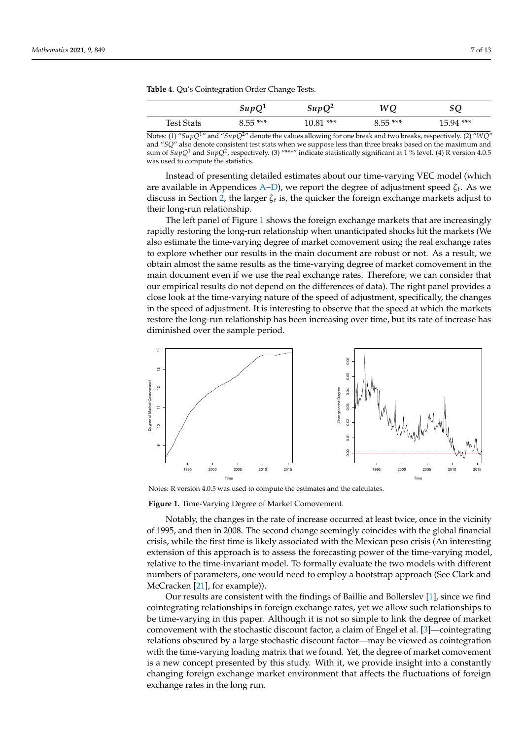**Table 4.** Qu's Cointegration Order Change Tests.

| | $SupQ^1$ | $SupQ^2$ | $WQ$ | $SQ$ |
|---|---|---|---|---|
| Test Stats | 8.55 *** | 10.81 *** | 8.55 *** | 15.94 *** |

Notes: (1) "$SupQ^1$" and "$SupQ^2$" denote the values allowing for one break and two breaks, respectively. (2) "$WQ$" and "$SQ$" also denote consistent test stats when we suppose less than three breaks based on the maximum and sum of $SupQ^1$ and $SupQ^2$, respectively. (3) "***" indicate statistically significant at 1 % level. (4) R version 4.0.5 was used to compute the statistics.

Instead of presenting detailed estimates about our time-varying VEC model (which are available in Appendices A–D), we report the degree of adjustment speed $\zeta_t$. As we discuss in Section 2, the larger $\zeta_t$ is, the quicker the foreign exchange markets adjust to their long-run relationship.

The left panel of Figure 1 shows the foreign exchange markets that are increasingly rapidly restoring the long-run relationship when unanticipated shocks hit the markets (We also estimate the time-varying degree of market comovement using the real exchange rates to explore whether our results in the main document are robust or not. As a result, we obtain almost the same results as the time-varying degree of market comovement in the main document even if we use the real exchange rates. Therefore, we can consider that our empirical results do not depend on the differences of data). The right panel provides a close look at the time-varying nature of the speed of adjustment, specifically, the changes in the speed of adjustment. It is interesting to observe that the speed at which the markets restore the long-run relationship has been increasing over time, but its rate of increase has diminished over the sample period.

Notes: R version 4.0.5 was used to compute the estimates and the calculates.

**Figure 1.** Time-Varying Degree of Market Comovement.

Notably, the changes in the rate of increase occurred at least twice, once in the vicinity of 1995, and then in 2008. The second change seemingly coincides with the global financial crisis, while the first time is likely associated with the Mexican peso crisis (An interesting extension of this approach is to assess the forecasting power of the time-varying model, relative to the time-invariant model. To formally evaluate the two models with different numbers of parameters, one would need to employ a bootstrap approach (See Clark and McCracken [21], for example)).

Our results are consistent with the findings of Baillie and Bollerslev [1], since we find cointegrating relationships in foreign exchange rates, yet we allow such relationships to be time-varying in this paper. Although it is not so simple to link the degree of market comovement with the stochastic discount factor, a claim of Engel et al. [3]—cointegrating relations obscured by a large stochastic discount factor—may be viewed as cointegration with the time-varying loading matrix that we found. Yet, the degree of market comovement is a new concept presented by this study. With it, we provide insight into a constantly changing foreign exchange market environment that affects the fluctuations of foreign exchange rates in the long run.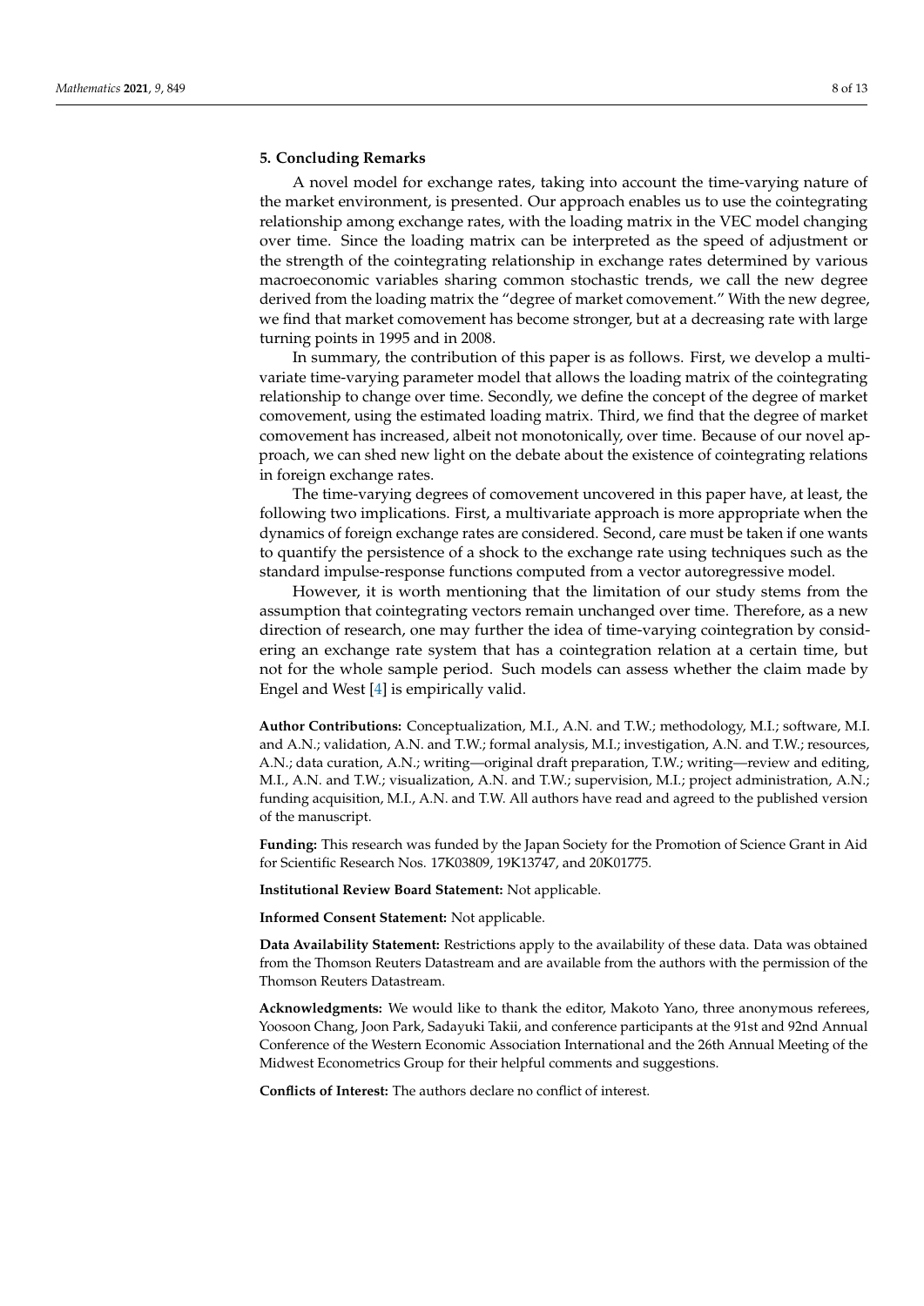## 5. Concluding Remarks

A novel model for exchange rates, taking into account the time-varying nature of the market environment, is presented. Our approach enables us to use the cointegrating relationship among exchange rates, with the loading matrix in the VEC model changing over time. Since the loading matrix can be interpreted as the speed of adjustment or the strength of the cointegrating relationship in exchange rates determined by various macroeconomic variables sharing common stochastic trends, we call the new degree derived from the loading matrix the "degree of market comovement." With the new degree, we find that market comovement has become stronger, but at a decreasing rate with large turning points in 1995 and in 2008.

In summary, the contribution of this paper is as follows. First, we develop a multivariate time-varying parameter model that allows the loading matrix of the cointegrating relationship to change over time. Secondly, we define the concept of the degree of market comovement, using the estimated loading matrix. Third, we find that the degree of market comovement has increased, albeit not monotonically, over time. Because of our novel approach, we can shed new light on the debate about the existence of cointegrating relations in foreign exchange rates.

The time-varying degrees of comovement uncovered in this paper have, at least, the following two implications. First, a multivariate approach is more appropriate when the dynamics of foreign exchange rates are considered. Second, care must be taken if one wants to quantify the persistence of a shock to the exchange rate using techniques such as the standard impulse-response functions computed from a vector autoregressive model.

However, it is worth mentioning that the limitation of our study stems from the assumption that cointegrating vectors remain unchanged over time. Therefore, as a new direction of research, one may further the idea of time-varying cointegration by considering an exchange rate system that has a cointegration relation at a certain time, but not for the whole sample period. Such models can assess whether the claim made by Engel and West [4] is empirically valid.

**Author Contributions:** Conceptualization, M.I., A.N. and T.W.; methodology, M.I.; software, M.I. and A.N.; validation, A.N. and T.W.; formal analysis, M.I.; investigation, A.N. and T.W.; resources, A.N.; data curation, A.N.; writing—original draft preparation, T.W.; writing—review and editing, M.I., A.N. and T.W.; visualization, A.N. and T.W.; supervision, M.I.; project administration, A.N.; funding acquisition, M.I., A.N. and T.W. All authors have read and agreed to the published version of the manuscript.

**Funding:** This research was funded by the Japan Society for the Promotion of Science Grant in Aid for Scientific Research Nos. 17K03809, 19K13747, and 20K01775.

**Institutional Review Board Statement:** Not applicable.

**Informed Consent Statement:** Not applicable.

**Data Availability Statement:** Restrictions apply to the availability of these data. Data was obtained from the Thomson Reuters Datastream and are available from the authors with the permission of the Thomson Reuters Datastream.

**Acknowledgments:** We would like to thank the editor, Makoto Yano, three anonymous referees, Yoosoon Chang, Joon Park, Sadayuki Takii, and conference participants at the 91st and 92nd Annual Conference of the Western Economic Association International and the 26th Annual Meeting of the Midwest Econometrics Group for their helpful comments and suggestions.

**Conflicts of Interest:** The authors declare no conflict of interest.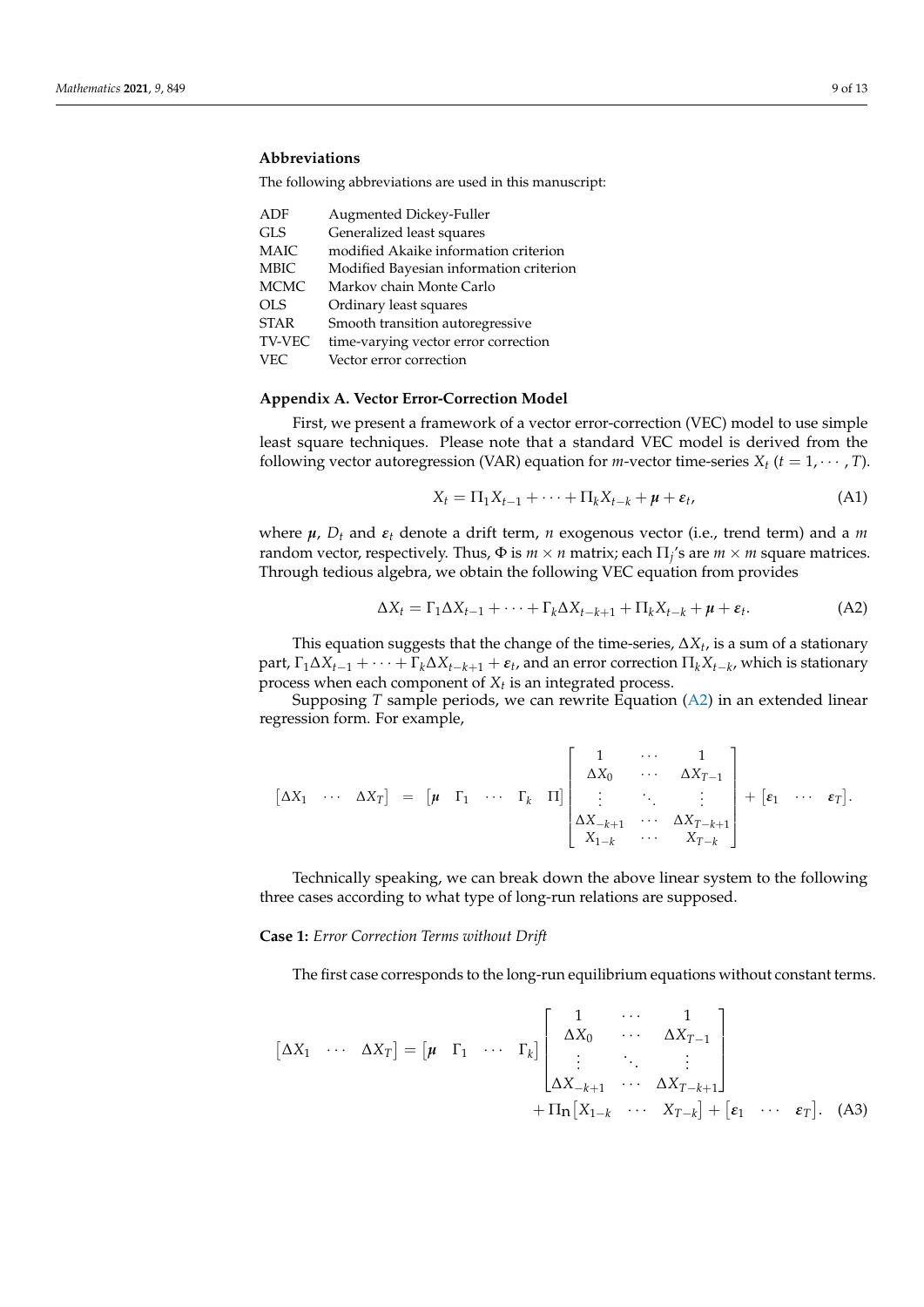**Abbreviations**

The following abbreviations are used in this manuscript:

| | |
|---|---|
| ADF | Augmented Dickey-Fuller |
| GLS | Generalized least squares |
| MAIC | modified Akaike information criterion |
| MBIC | Modified Bayesian information criterion |
| MCMC | Markov chain Monte Carlo |
| OLS | Ordinary least squares |
| STAR | Smooth transition autoregressive |
| TV-VEC | time-varying vector error correction |
| VEC | Vector error correction |

## Appendix A. Vector Error-Correction Model

First, we present a framework of a vector error-correction (VEC) model to use simple least square techniques. Please note that a standard VEC model is derived from the following vector autoregression (VAR) equation for $m$-vector time-series $X_t$ ($t = 1, \cdots, T$).

$$X_t = \Pi_1 X_{t-1} + \cdots + \Pi_k X_{t-k} + \boldsymbol{\mu} + \boldsymbol{\varepsilon}_t, \tag{A1}$$

where $\boldsymbol{\mu}$, $D_t$ and $\boldsymbol{\varepsilon}_t$ denote a drift term, $n$ exogenous vector (i.e., trend term) and a $m$ random vector, respectively. Thus, $\Phi$ is $m \times n$ matrix; each $\Pi_j$'s are $m \times m$ square matrices. Through tedious algebra, we obtain the following VEC equation from provides

$$\Delta X_t = \Gamma_1 \Delta X_{t-1} + \cdots + \Gamma_k \Delta X_{t-k+1} + \Pi_k X_{t-k} + \boldsymbol{\mu} + \boldsymbol{\varepsilon}_t. \tag{A2}$$

This equation suggests that the change of the time-series, $\Delta X_t$, is a sum of a stationary part, $\Gamma_1 \Delta X_{t-1} + \cdots + \Gamma_k \Delta X_{t-k+1} + \boldsymbol{\varepsilon}_t$, and an error correction $\Pi_k X_{t-k}$, which is stationary process when each component of $X_t$ is an integrated process.

Supposing $T$ sample periods, we can rewrite Equation (A2) in an extended linear regression form. For example,

$$\begin{bmatrix} \Delta X_1 & \cdots & \Delta X_T \end{bmatrix} = \begin{bmatrix} \boldsymbol{\mu} & \Gamma_1 & \cdots & \Gamma_k & \Pi \end{bmatrix} \begin{bmatrix} 1 & \cdots & 1 \\ \Delta X_0 & \cdots & \Delta X_{T-1} \\ \vdots & \ddots & \vdots \\ \Delta X_{-k+1} & \cdots & \Delta X_{T-k+1} \\ X_{1-k} & \cdots & X_{T-k} \end{bmatrix} + \begin{bmatrix} \boldsymbol{\varepsilon}_1 & \cdots & \boldsymbol{\varepsilon}_T \end{bmatrix}.$$

Technically speaking, we can break down the above linear system to the following three cases according to what type of long-run relations are supposed.

**Case 1:** *Error Correction Terms without Drift*

The first case corresponds to the long-run equilibrium equations without constant terms.

$$\begin{aligned} \begin{bmatrix} \Delta X_1 & \cdots & \Delta X_T \end{bmatrix} = \begin{bmatrix} \boldsymbol{\mu} & \Gamma_1 & \cdots & \Gamma_k \end{bmatrix} & \begin{bmatrix} 1 & \cdots & 1 \\ \Delta X_0 & \cdots & \Delta X_{T-1} \\ \vdots & \ddots & \vdots \\ \Delta X_{-k+1} & \cdots & \Delta X_{T-k+1} \end{bmatrix} \\ & + \Pi \text{n} \begin{bmatrix} X_{1-k} & \cdots & X_{T-k} \end{bmatrix} + \begin{bmatrix} \boldsymbol{\varepsilon}_1 & \cdots & \boldsymbol{\varepsilon}_T \end{bmatrix}. \end{aligned} \tag{A3}$$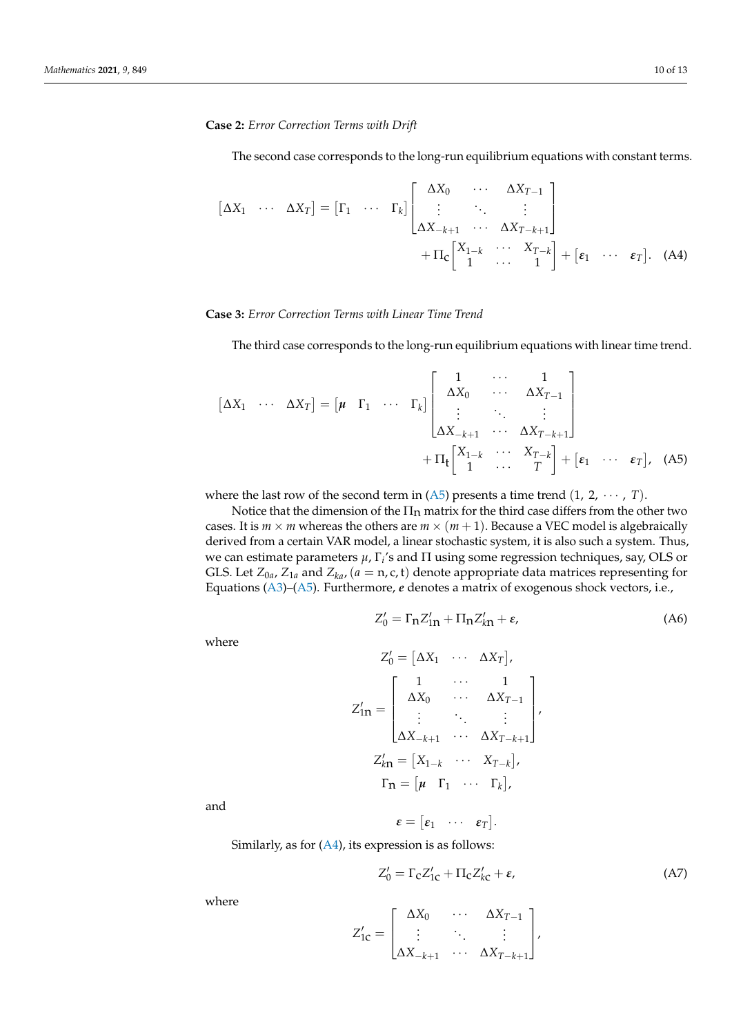**Case 2:** *Error Correction Terms with Drift*

The second case corresponds to the long-run equilibrium equations with constant terms.

$$
\begin{bmatrix} \Delta X_1 & \cdots & \Delta X_T \end{bmatrix} = \begin{bmatrix} \Gamma_1 & \cdots & \Gamma_k \end{bmatrix} \begin{bmatrix} \Delta X_0 & \cdots & \Delta X_{T-1} \\ \vdots & \ddots & \vdots \\ \Delta X_{-k+1} & \cdots & \Delta X_{T-k+1} \end{bmatrix} + \Pi_{\mathrm{c}} \begin{bmatrix} X_{1-k} & \cdots & X_{T-k} \\ 1 & \cdots & 1 \end{bmatrix} + \begin{bmatrix} \boldsymbol{\varepsilon}_1 & \cdots & \boldsymbol{\varepsilon}_T \end{bmatrix}. \quad \text{(A4)}
$$

**Case 3:** *Error Correction Terms with Linear Time Trend*

The third case corresponds to the long-run equilibrium equations with linear time trend.

$$
\begin{bmatrix} \Delta X_1 & \cdots & \Delta X_T \end{bmatrix} = \begin{bmatrix} \boldsymbol{\mu} & \Gamma_1 & \cdots & \Gamma_k \end{bmatrix} \begin{bmatrix} 1 & \cdots & 1 \\ \Delta X_0 & \cdots & \Delta X_{T-1} \\ \vdots & \ddots & \vdots \\ \Delta X_{-k+1} & \cdots & \Delta X_{T-k+1} \end{bmatrix} + \Pi_{\mathrm{t}} \begin{bmatrix} X_{1-k} & \cdots & X_{T-k} \\ 1 & \cdots & T \end{bmatrix} + \begin{bmatrix} \boldsymbol{\varepsilon}_1 & \cdots & \boldsymbol{\varepsilon}_T \end{bmatrix}, \quad \text{(A5)}
$$

where the last row of the second term in (A5) presents a time trend $(1, 2, \cdots, T)$.

Notice that the dimension of the $\Pi_{\mathrm{n}}$ matrix for the third case differs from the other two cases. It is $m \times m$ whereas the others are $m \times (m+1)$. Because a VEC model is algebraically derived from a certain VAR model, a linear stochastic system, it is also such a system. Thus, we can estimate parameters $\mu$, $\Gamma_i$'s and $\Pi$ using some regression techniques, say, OLS or GLS. Let $Z_{0a}$, $Z_{1a}$ and $Z_{ka}$, $(a = \mathrm{n}, \mathrm{c}, \mathrm{t})$ denote appropriate data matrices representing for Equations (A3)–(A5). Furthermore, $\boldsymbol{\varepsilon}$ denotes a matrix of exogenous shock vectors, i.e.,

$$
Z_0' = \Gamma_{\mathrm{n}} Z_{1\mathrm{n}}' + \Pi_{\mathrm{n}} Z_{k\mathrm{n}}' + \boldsymbol{\varepsilon}, \quad \text{(A6)}
$$

where

$$
Z_0' = \begin{bmatrix} \Delta X_1 & \cdots & \Delta X_T \end{bmatrix},
$$

$$
Z_{1\mathrm{n}}' = \begin{bmatrix} 1 & \cdots & 1 \\ \Delta X_0 & \cdots & \Delta X_{T-1} \\ \vdots & \ddots & \vdots \\ \Delta X_{-k+1} & \cdots & \Delta X_{T-k+1} \end{bmatrix},
$$

$$
Z_{k\mathrm{n}}' = \begin{bmatrix} X_{1-k} & \cdots & X_{T-k} \end{bmatrix},
$$

$$
\Gamma_{\mathrm{n}} = \begin{bmatrix} \boldsymbol{\mu} & \Gamma_1 & \cdots & \Gamma_k \end{bmatrix},
$$

and

$$
\boldsymbol{\varepsilon} = \begin{bmatrix} \boldsymbol{\varepsilon}_1 & \cdots & \boldsymbol{\varepsilon}_T \end{bmatrix}.
$$

Similarly, as for (A4), its expression is as follows:

$$
Z_0' = \Gamma_{\mathrm{c}} Z_{1\mathrm{c}}' + \Pi_{\mathrm{c}} Z_{k\mathrm{c}}' + \boldsymbol{\varepsilon}, \quad \text{(A7)}
$$

where

$$
Z_{1\mathrm{c}}' = \begin{bmatrix} \Delta X_0 & \cdots & \Delta X_{T-1} \\ \vdots & \ddots & \vdots \\ \Delta X_{-k+1} & \cdots & \Delta X_{T-k+1} \end{bmatrix},
$$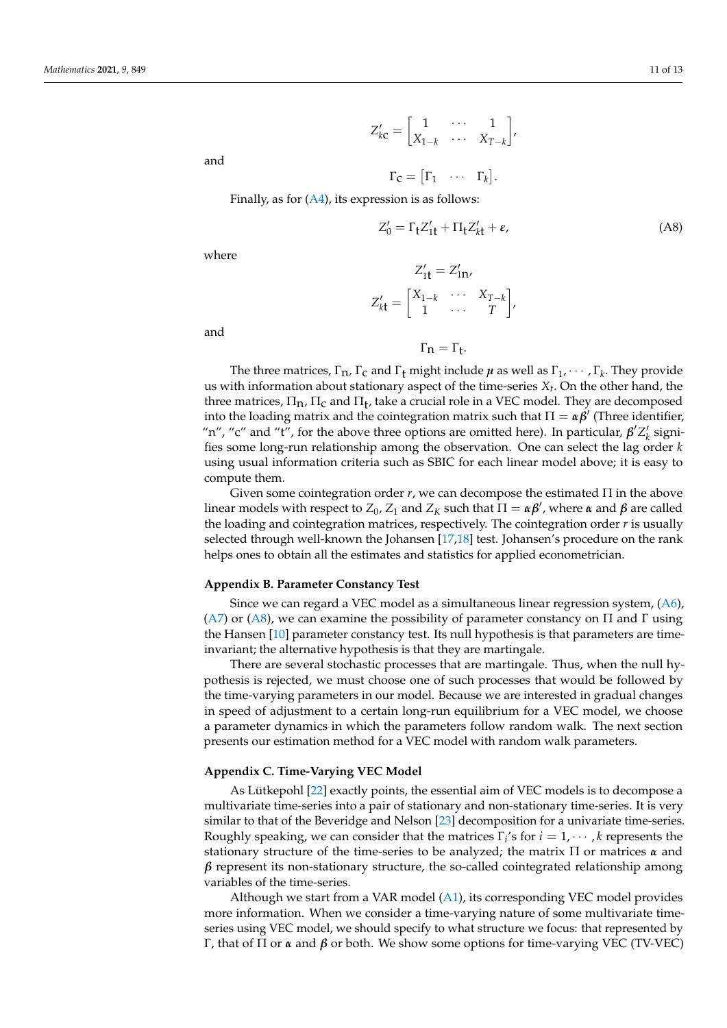$$Z'_{k\text{c}} = \begin{bmatrix} 1 & \cdots & 1 \\ X_{1-k} & \cdots & X_{T-k} \end{bmatrix},$$

and

$$\Gamma_\text{c} = \begin{bmatrix} \Gamma_1 & \cdots & \Gamma_k \end{bmatrix}.$$

Finally, as for (A4), its expression is as follows:

$$Z'_0 = \Gamma_\text{t} Z'_{1\text{t}} + \Pi_\text{t} Z'_{k\text{t}} + \boldsymbol{\varepsilon}, \tag{A8}$$

where

$$Z'_{1\text{t}} = Z'_{1\text{n}},$$

$$Z'_{k\text{t}} = \begin{bmatrix} X_{1-k} & \cdots & X_{T-k} \\ 1 & \cdots & T \end{bmatrix},$$

and

$$\Gamma_\text{n} = \Gamma_\text{t}.$$

The three matrices, $\Gamma_\text{n}$, $\Gamma_\text{c}$ and $\Gamma_\text{t}$ might include $\boldsymbol{\mu}$ as well as $\Gamma_1, \cdots, \Gamma_k$. They provide us with information about stationary aspect of the time-series $X_t$. On the other hand, the three matrices, $\Pi_\text{n}$, $\Pi_\text{c}$ and $\Pi_\text{t}$, take a crucial role in a VEC model. They are decomposed into the loading matrix and the cointegration matrix such that $\Pi = \boldsymbol{\alpha}\boldsymbol{\beta}'$ (Three identifier, "n", "c" and "t", for the above three options are omitted here). In particular, $\boldsymbol{\beta}' Z'_k$ signifies some long-run relationship among the observation. One can select the lag order $k$ using usual information criteria such as SBIC for each linear model above; it is easy to compute them.

Given some cointegration order $r$, we can decompose the estimated $\Pi$ in the above linear models with respect to $Z_0$, $Z_1$ and $Z_K$ such that $\Pi = \boldsymbol{\alpha}\boldsymbol{\beta}'$, where $\boldsymbol{\alpha}$ and $\boldsymbol{\beta}$ are called the loading and cointegration matrices, respectively. The cointegration order $r$ is usually selected through well-known the Johansen [17,18] test. Johansen's procedure on the rank helps ones to obtain all the estimates and statistics for applied econometrician.

## Appendix B. Parameter Constancy Test

Since we can regard a VEC model as a simultaneous linear regression system, (A6), (A7) or (A8), we can examine the possibility of parameter constancy on $\Pi$ and $\Gamma$ using the Hansen [10] parameter constancy test. Its null hypothesis is that parameters are time-invariant; the alternative hypothesis is that they are martingale.

There are several stochastic processes that are martingale. Thus, when the null hypothesis is rejected, we must choose one of such processes that would be followed by the time-varying parameters in our model. Because we are interested in gradual changes in speed of adjustment to a certain long-run equilibrium for a VEC model, we choose a parameter dynamics in which the parameters follow random walk. The next section presents our estimation method for a VEC model with random walk parameters.

## Appendix C. Time-Varying VEC Model

As Lütkepohl [22] exactly points, the essential aim of VEC models is to decompose a multivariate time-series into a pair of stationary and non-stationary time-series. It is very similar to that of the Beveridge and Nelson [23] decomposition for a univariate time-series. Roughly speaking, we can consider that the matrices $\Gamma_i$'s for $i = 1, \cdots, k$ represents the stationary structure of the time-series to be analyzed; the matrix $\Pi$ or matrices $\boldsymbol{\alpha}$ and $\boldsymbol{\beta}$ represent its non-stationary structure, the so-called cointegrated relationship among variables of the time-series.

Although we start from a VAR model (A1), its corresponding VEC model provides more information. When we consider a time-varying nature of some multivariate time-series using VEC model, we should specify to what structure we focus: that represented by $\Gamma$, that of $\Pi$ or $\boldsymbol{\alpha}$ and $\boldsymbol{\beta}$ or both. We show some options for time-varying VEC (TV-VEC)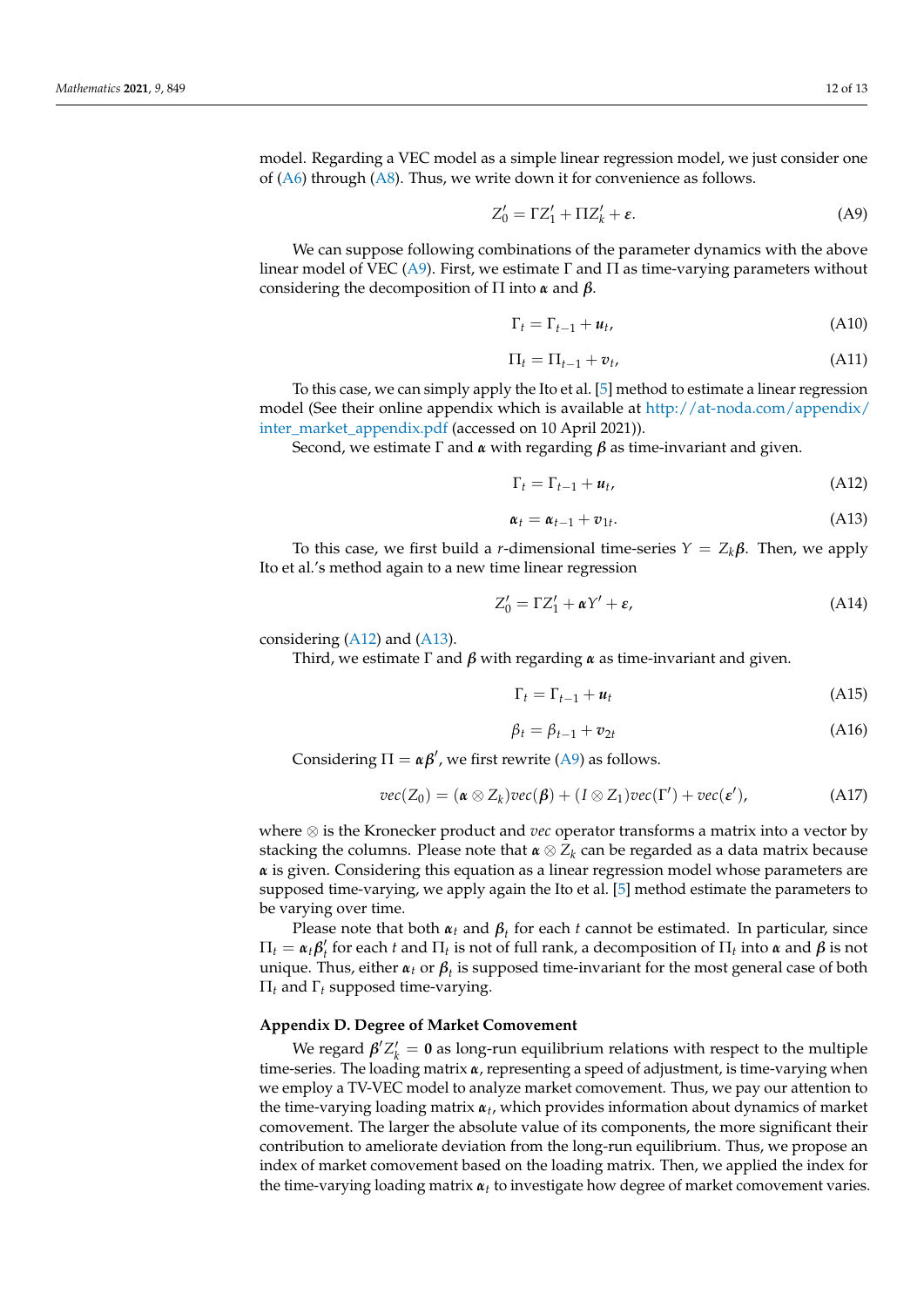model. Regarding a VEC model as a simple linear regression model, we just consider one of (A6) through (A8). Thus, we write down it for convenience as follows.

$$Z_0' = \Gamma Z_1' + \Pi Z_k' + \boldsymbol{\varepsilon}. \tag{A9}$$

We can suppose following combinations of the parameter dynamics with the above linear model of VEC (A9). First, we estimate $\Gamma$ and $\Pi$ as time-varying parameters without considering the decomposition of $\Pi$ into $\boldsymbol{\alpha}$ and $\boldsymbol{\beta}$.

$$\Gamma_t = \Gamma_{t-1} + \boldsymbol{u}_t, \tag{A10}$$

$$\Pi_t = \Pi_{t-1} + \boldsymbol{v}_t, \tag{A11}$$

To this case, we can simply apply the Ito et al. [5] method to estimate a linear regression model (See their online appendix which is available at http://at-noda.com/appendix/inter_market_appendix.pdf (accessed on 10 April 2021)).

Second, we estimate $\Gamma$ and $\boldsymbol{\alpha}$ with regarding $\boldsymbol{\beta}$ as time-invariant and given.

$$\Gamma_t = \Gamma_{t-1} + \boldsymbol{u}_t, \tag{A12}$$

$$\boldsymbol{\alpha}_t = \boldsymbol{\alpha}_{t-1} + \boldsymbol{v}_{1t}. \tag{A13}$$

To this case, we first build a $r$-dimensional time-series $Y = Z_k\boldsymbol{\beta}$. Then, we apply Ito et al.'s method again to a new time linear regression

$$Z_0' = \Gamma Z_1' + \boldsymbol{\alpha} Y' + \boldsymbol{\varepsilon}, \tag{A14}$$

considering (A12) and (A13).

Third, we estimate $\Gamma$ and $\boldsymbol{\beta}$ with regarding $\boldsymbol{\alpha}$ as time-invariant and given.

$$\Gamma_t = \Gamma_{t-1} + \boldsymbol{u}_t \tag{A15}$$

$$\beta_t = \beta_{t-1} + \boldsymbol{v}_{2t} \tag{A16}$$

Considering $\Pi = \boldsymbol{\alpha}\boldsymbol{\beta}'$, we first rewrite (A9) as follows.

$$vec(Z_0) = (\boldsymbol{\alpha} \otimes Z_k)vec(\boldsymbol{\beta}) + (I \otimes Z_1)vec(\Gamma') + vec(\boldsymbol{\varepsilon}'), \tag{A17}$$

where $\otimes$ is the Kronecker product and *vec* operator transforms a matrix into a vector by stacking the columns. Please note that $\boldsymbol{\alpha} \otimes Z_k$ can be regarded as a data matrix because $\boldsymbol{\alpha}$ is given. Considering this equation as a linear regression model whose parameters are supposed time-varying, we apply again the Ito et al. [5] method estimate the parameters to be varying over time.

Please note that both $\boldsymbol{\alpha}_t$ and $\boldsymbol{\beta}_t$ for each $t$ cannot be estimated. In particular, since $\Pi_t = \boldsymbol{\alpha}_t\boldsymbol{\beta}_t'$ for each $t$ and $\Pi_t$ is not of full rank, a decomposition of $\Pi_t$ into $\boldsymbol{\alpha}$ and $\boldsymbol{\beta}$ is not unique. Thus, either $\boldsymbol{\alpha}_t$ or $\boldsymbol{\beta}_t$ is supposed time-invariant for the most general case of both $\Pi_t$ and $\Gamma_t$ supposed time-varying.

**Appendix D. Degree of Market Comovement**

We regard $\boldsymbol{\beta}' Z_k' = \mathbf{0}$ as long-run equilibrium relations with respect to the multiple time-series. The loading matrix $\boldsymbol{\alpha}$, representing a speed of adjustment, is time-varying when we employ a TV-VEC model to analyze market comovement. Thus, we pay our attention to the time-varying loading matrix $\boldsymbol{\alpha}_t$, which provides information about dynamics of market comovement. The larger the absolute value of its components, the more significant their contribution to ameliorate deviation from the long-run equilibrium. Thus, we propose an index of market comovement based on the loading matrix. Then, we applied the index for the time-varying loading matrix $\boldsymbol{\alpha}_t$ to investigate how degree of market comovement varies.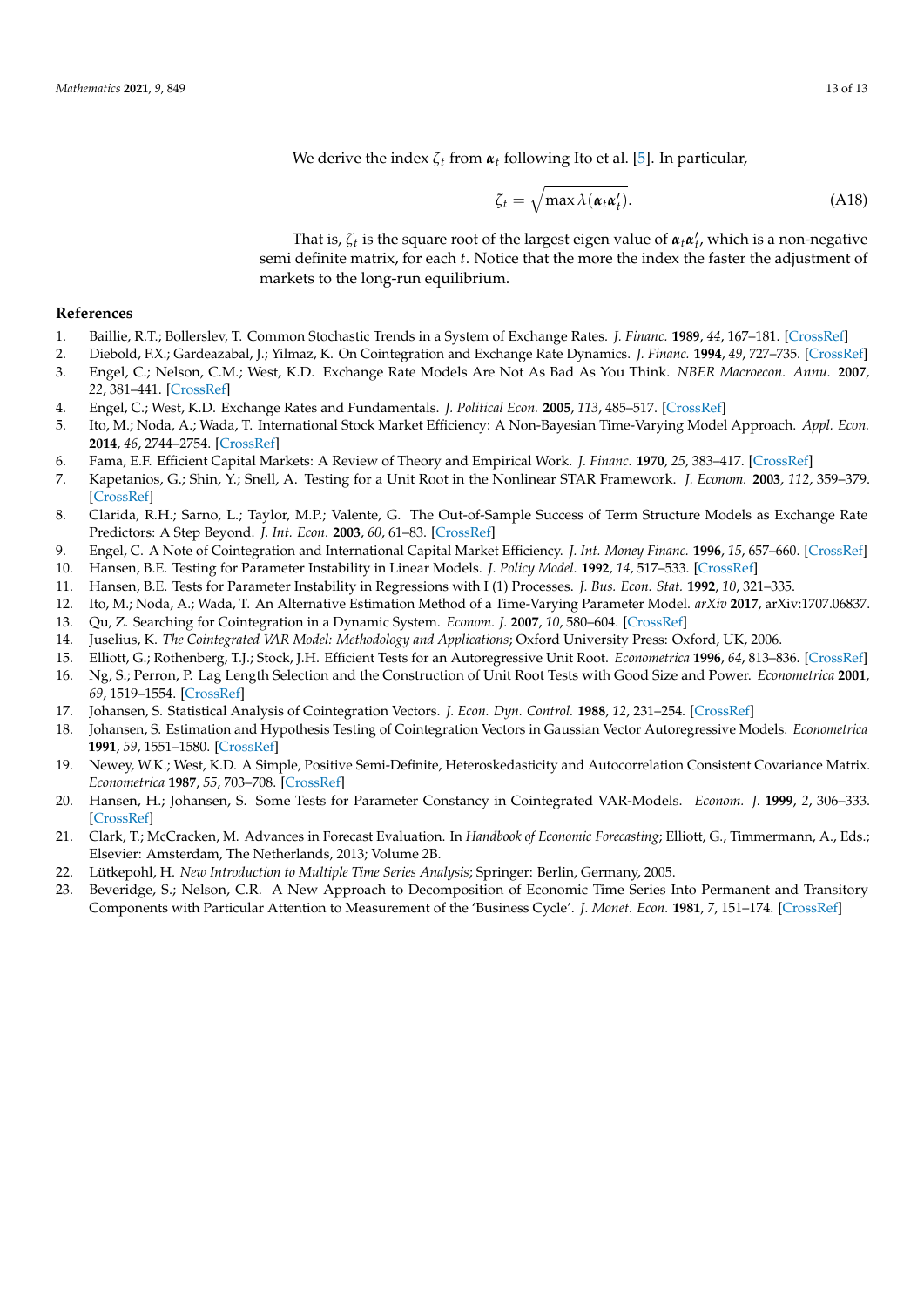We derive the index $\zeta_t$ from $\boldsymbol{\alpha}_t$ following Ito et al. [5]. In particular,

$$\zeta_t = \sqrt{\max \lambda(\boldsymbol{\alpha}_t \boldsymbol{\alpha}_t')}. \tag{A18}$$

That is, $\zeta_t$ is the square root of the largest eigen value of $\boldsymbol{\alpha}_t \boldsymbol{\alpha}_t'$, which is a non-negative semi definite matrix, for each $t$. Notice that the more the index the faster the adjustment of markets to the long-run equilibrium.

## References

1. Baillie, R.T.; Bollerslev, T. Common Stochastic Trends in a System of Exchange Rates. *J. Financ.* **1989**, *44*, 167–181. [CrossRef]
2. Diebold, F.X.; Gardeazabal, J.; Yilmaz, K. On Cointegration and Exchange Rate Dynamics. *J. Financ.* **1994**, *49*, 727–735. [CrossRef]
3. Engel, C.; Nelson, C.M.; West, K.D. Exchange Rate Models Are Not As Bad As You Think. *NBER Macroecon. Annu.* **2007**, *22*, 381–441. [CrossRef]
4. Engel, C.; West, K.D. Exchange Rates and Fundamentals. *J. Political Econ.* **2005**, *113*, 485–517. [CrossRef]
5. Ito, M.; Noda, A.; Wada, T. International Stock Market Efficiency: A Non-Bayesian Time-Varying Model Approach. *Appl. Econ.* **2014**, *46*, 2744–2754. [CrossRef]
6. Fama, E.F. Efficient Capital Markets: A Review of Theory and Empirical Work. *J. Financ.* **1970**, *25*, 383–417. [CrossRef]
7. Kapetanios, G.; Shin, Y.; Snell, A. Testing for a Unit Root in the Nonlinear STAR Framework. *J. Econom.* **2003**, *112*, 359–379. [CrossRef]
8. Clarida, R.H.; Sarno, L.; Taylor, M.P.; Valente, G. The Out-of-Sample Success of Term Structure Models as Exchange Rate Predictors: A Step Beyond. *J. Int. Econ.* **2003**, *60*, 61–83. [CrossRef]
9. Engel, C. A Note of Cointegration and International Capital Market Efficiency. *J. Int. Money Financ.* **1996**, *15*, 657–660. [CrossRef]
10. Hansen, B.E. Testing for Parameter Instability in Linear Models. *J. Policy Model.* **1992**, *14*, 517–533. [CrossRef]
11. Hansen, B.E. Tests for Parameter Instability in Regressions with I (1) Processes. *J. Bus. Econ. Stat.* **1992**, *10*, 321–335.
12. Ito, M.; Noda, A.; Wada, T. An Alternative Estimation Method of a Time-Varying Parameter Model. *arXiv* **2017**, arXiv:1707.06837.
13. Qu, Z. Searching for Cointegration in a Dynamic System. *Econom. J.* **2007**, *10*, 580–604. [CrossRef]
14. Juselius, K. *The Cointegrated VAR Model: Methodology and Applications*; Oxford University Press: Oxford, UK, 2006.
15. Elliott, G.; Rothenberg, T.J.; Stock, J.H. Efficient Tests for an Autoregressive Unit Root. *Econometrica* **1996**, *64*, 813–836. [CrossRef]
16. Ng, S.; Perron, P. Lag Length Selection and the Construction of Unit Root Tests with Good Size and Power. *Econometrica* **2001**, *69*, 1519–1554. [CrossRef]
17. Johansen, S. Statistical Analysis of Cointegration Vectors. *J. Econ. Dyn. Control.* **1988**, *12*, 231–254. [CrossRef]
18. Johansen, S. Estimation and Hypothesis Testing of Cointegration Vectors in Gaussian Vector Autoregressive Models. *Econometrica* **1991**, *59*, 1551–1580. [CrossRef]
19. Newey, W.K.; West, K.D. A Simple, Positive Semi-Definite, Heteroskedasticity and Autocorrelation Consistent Covariance Matrix. *Econometrica* **1987**, *55*, 703–708. [CrossRef]
20. Hansen, H.; Johansen, S. Some Tests for Parameter Constancy in Cointegrated VAR-Models. *Econom. J.* **1999**, *2*, 306–333. [CrossRef]
21. Clark, T.; McCracken, M. Advances in Forecast Evaluation. In *Handbook of Economic Forecasting*; Elliott, G., Timmermann, A., Eds.; Elsevier: Amsterdam, The Netherlands, 2013; Volume 2B.
22. Lütkepohl, H. *New Introduction to Multiple Time Series Analysis*; Springer: Berlin, Germany, 2005.
23. Beveridge, S.; Nelson, C.R. A New Approach to Decomposition of Economic Time Series Into Permanent and Transitory Components with Particular Attention to Measurement of the 'Business Cycle'. *J. Monet. Econ.* **1981**, *7*, 151–174. [CrossRef]